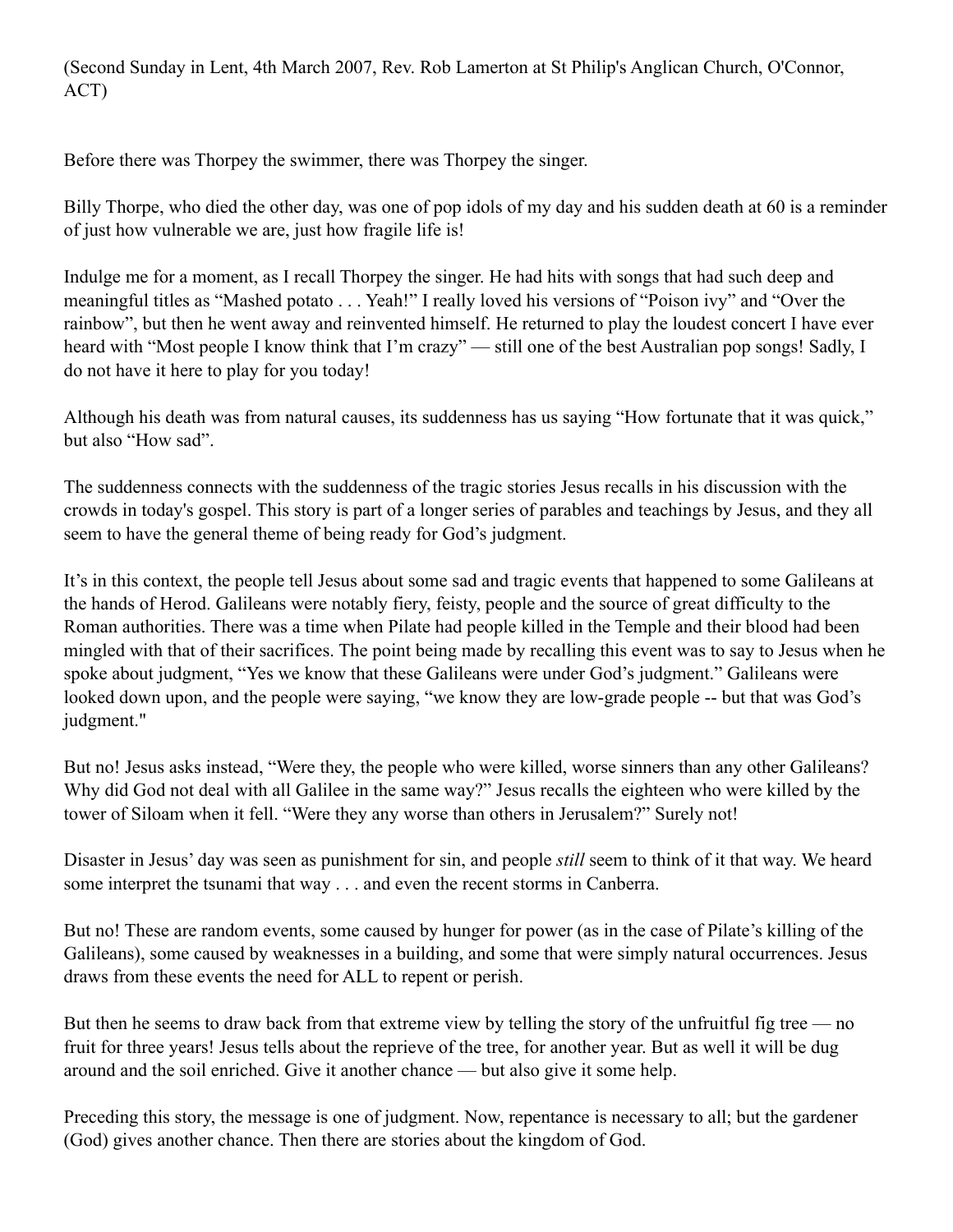(Second Sunday in Lent, 4th March 2007, Rev. Rob Lamerton at St Philip's Anglican Church, O'Connor, ACT)

Before there was Thorpey the swimmer, there was Thorpey the singer.

Billy Thorpe, who died the other day, was one of pop idols of my day and his sudden death at 60 is a reminder of just how vulnerable we are, just how fragile life is!

Indulge me for a moment, as I recall Thorpey the singer. He had hits with songs that had such deep and meaningful titles as "Mashed potato . . . Yeah!" I really loved his versions of "Poison ivy" and "Over the rainbow", but then he went away and reinvented himself. He returned to play the loudest concert I have ever heard with "Most people I know think that I'm crazy" — still one of the best Australian pop songs! Sadly, I do not have it here to play for you today!

Although his death was from natural causes, its suddenness has us saying "How fortunate that it was quick," but also "How sad".

The suddenness connects with the suddenness of the tragic stories Jesus recalls in his discussion with the crowds in today's gospel. This story is part of a longer series of parables and teachings by Jesus, and they all seem to have the general theme of being ready for God's judgment.

It's in this context, the people tell Jesus about some sad and tragic events that happened to some Galileans at the hands of Herod. Galileans were notably fiery, feisty, people and the source of great difficulty to the Roman authorities. There was a time when Pilate had people killed in the Temple and their blood had been mingled with that of their sacrifices. The point being made by recalling this event was to say to Jesus when he spoke about judgment, "Yes we know that these Galileans were under God's judgment." Galileans were looked down upon, and the people were saying, "we know they are low-grade people -- but that was God's judgment."

But no! Jesus asks instead, "Were they, the people who were killed, worse sinners than any other Galileans? Why did God not deal with all Galilee in the same way?" Jesus recalls the eighteen who were killed by the tower of Siloam when it fell. "Were they any worse than others in Jerusalem?" Surely not!

Disaster in Jesus' day was seen as punishment for sin, and people *still* seem to think of it that way. We heard some interpret the tsunami that way . . . and even the recent storms in Canberra.

But no! These are random events, some caused by hunger for power (as in the case of Pilate's killing of the Galileans), some caused by weaknesses in a building, and some that were simply natural occurrences. Jesus draws from these events the need for ALL to repent or perish.

But then he seems to draw back from that extreme view by telling the story of the unfruitful fig tree — no fruit for three years! Jesus tells about the reprieve of the tree, for another year. But as well it will be dug around and the soil enriched. Give it another chance — but also give it some help.

Preceding this story, the message is one of judgment. Now, repentance is necessary to all; but the gardener (God) gives another chance. Then there are stories about the kingdom of God.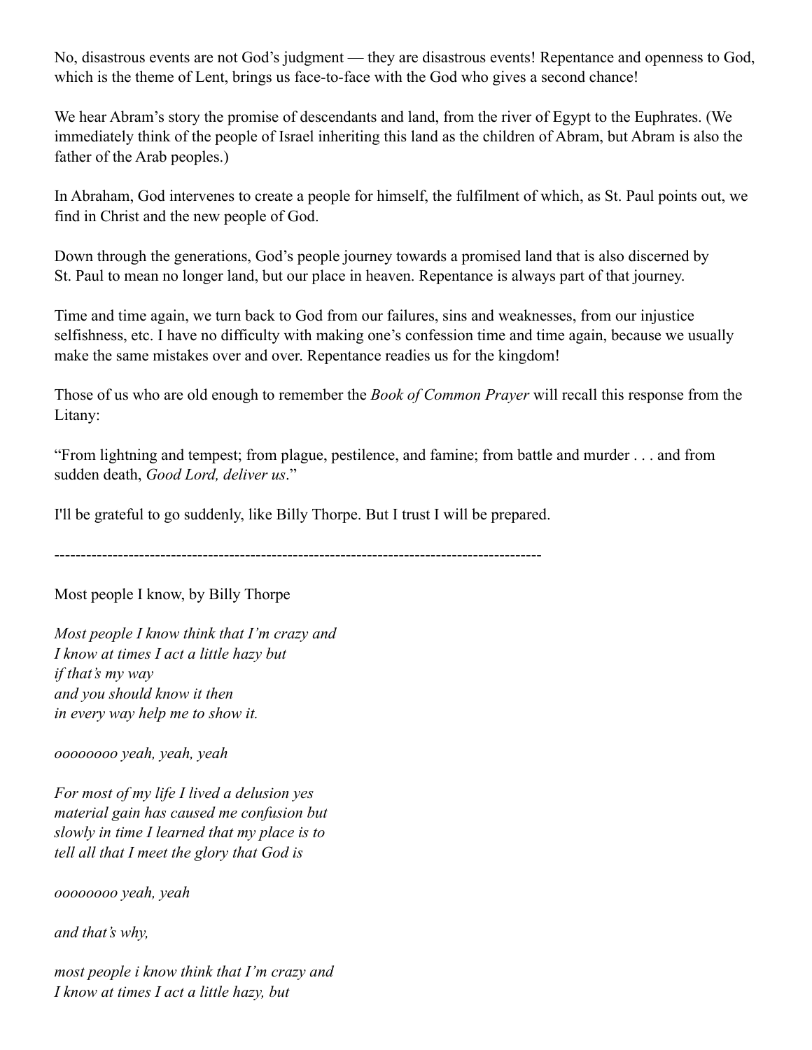No, disastrous events are not God's judgment — they are disastrous events! Repentance and openness to God, which is the theme of Lent, brings us face-to-face with the God who gives a second chance!

We hear Abram's story the promise of descendants and land, from the river of Egypt to the Euphrates. (We immediately think of the people of Israel inheriting this land as the children of Abram, but Abram is also the father of the Arab peoples.)

In Abraham, God intervenes to create a people for himself, the fulfilment of which, as St. Paul points out, we find in Christ and the new people of God.

Down through the generations, God's people journey towards a promised land that is also discerned by St. Paul to mean no longer land, but our place in heaven. Repentance is always part of that journey.

Time and time again, we turn back to God from our failures, sins and weaknesses, from our injustice selfishness, etc. I have no difficulty with making one's confession time and time again, because we usually make the same mistakes over and over. Repentance readies us for the kingdom!

Those of us who are old enough to remember the *Book of Common Prayer* will recall this response from the Litany:

"From lightning and tempest; from plague, pestilence, and famine; from battle and murder . . . and from sudden death, *Good Lord, deliver us*."

I'll be grateful to go suddenly, like Billy Thorpe. But I trust I will be prepared.

---

Most people I know, by Billy Thorpe

*Most people I know think that I'm crazy and*
*I know at times I act a little hazy but*
*if that's my way*
*and you should know it then*
*in every way help me to show it.*

*oooooooo yeah, yeah, yeah*

*For most of my life I lived a delusion yes*
*material gain has caused me confusion but*
*slowly in time I learned that my place is to*
*tell all that I meet the glory that God is*

*oooooooo yeah, yeah*

*and that's why,*

*most people i know think that I'm crazy and*
*I know at times I act a little hazy, but*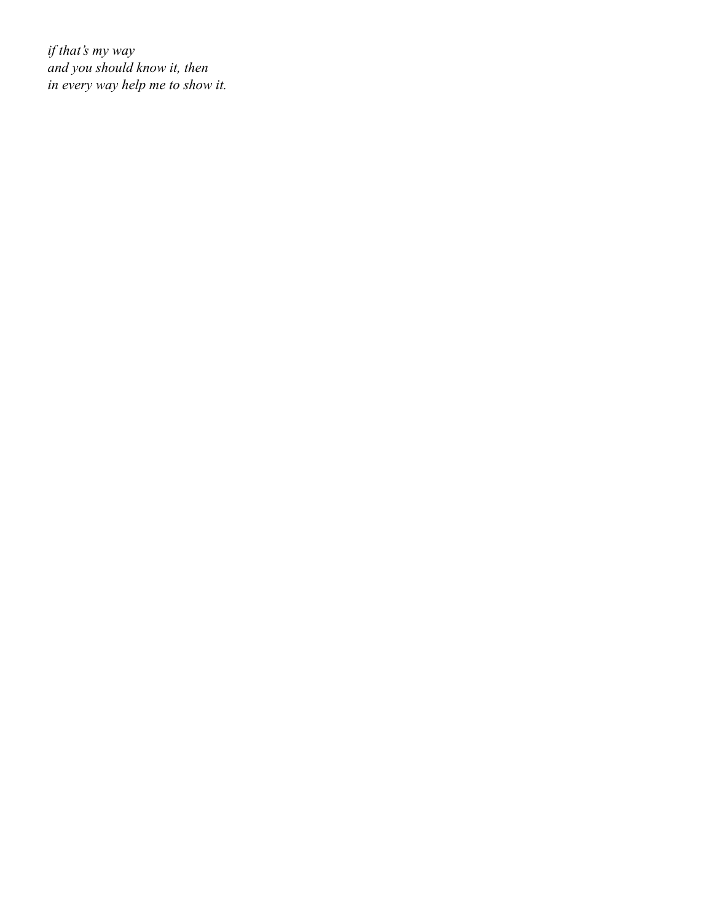*if that's my way*
*and you should know it, then*
*in every way help me to show it.*